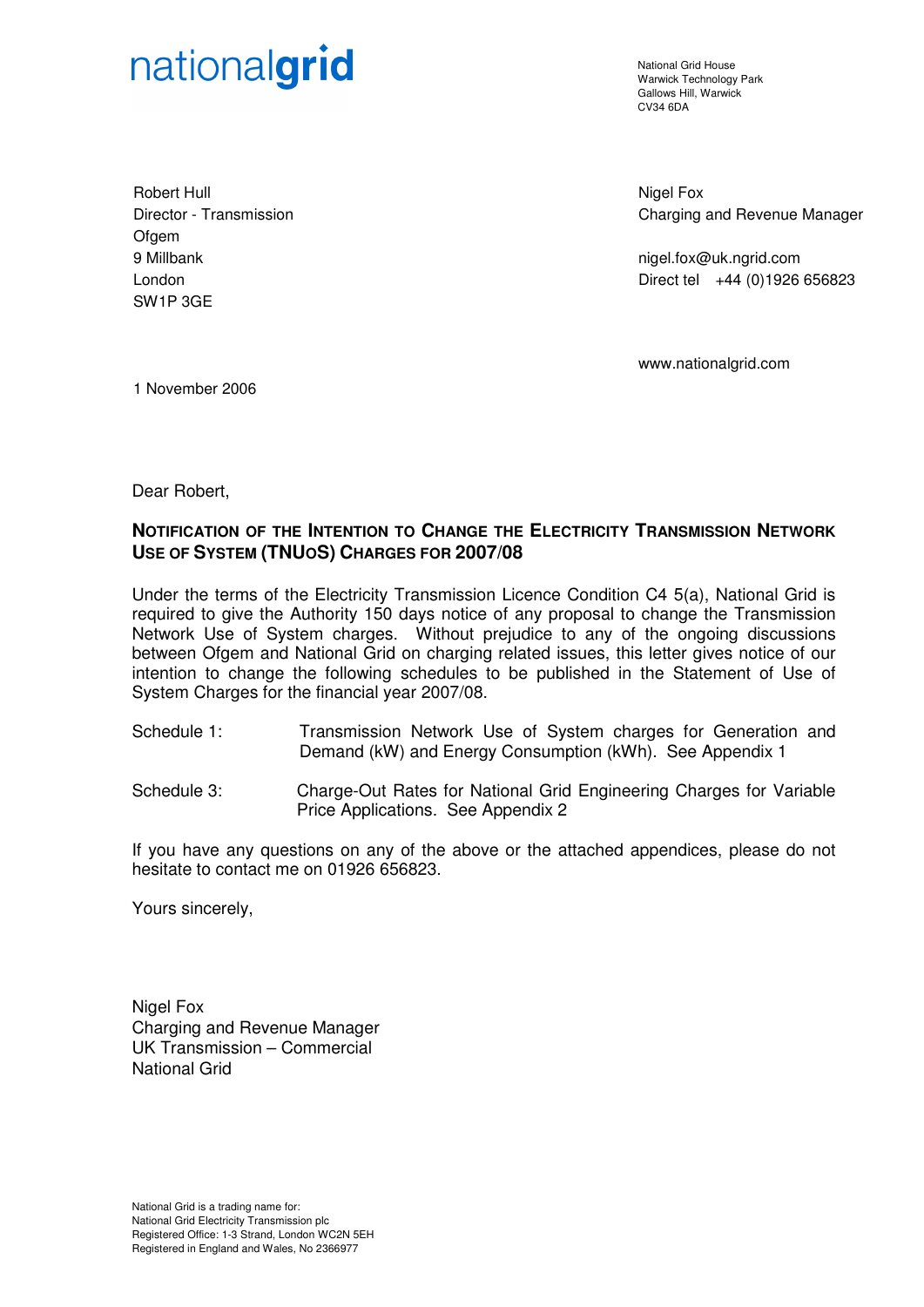nationalgrid

National Grid House
Warwick Technology Park
Gallows Hill, Warwick
CV34 6DA

Robert Hull
Director - Transmission
Ofgem
9 Millbank
London
SW1P 3GE

Nigel Fox
Charging and Revenue Manager

nigel.fox@uk.ngrid.com
Direct tel +44 (0)1926 656823

www.nationalgrid.com

1 November 2006

Dear Robert,

**NOTIFICATION OF THE INTENTION TO CHANGE THE ELECTRICITY TRANSMISSION NETWORK USE OF SYSTEM (TNUOS) CHARGES FOR 2007/08**

Under the terms of the Electricity Transmission Licence Condition C4 5(a), National Grid is required to give the Authority 150 days notice of any proposal to change the Transmission Network Use of System charges. Without prejudice to any of the ongoing discussions between Ofgem and National Grid on charging related issues, this letter gives notice of our intention to change the following schedules to be published in the Statement of Use of System Charges for the financial year 2007/08.

Schedule 1: Transmission Network Use of System charges for Generation and Demand (kW) and Energy Consumption (kWh). See Appendix 1

Schedule 3: Charge-Out Rates for National Grid Engineering Charges for Variable Price Applications. See Appendix 2

If you have any questions on any of the above or the attached appendices, please do not hesitate to contact me on 01926 656823.

Yours sincerely,

Nigel Fox
Charging and Revenue Manager
UK Transmission – Commercial
National Grid

National Grid is a trading name for:
National Grid Electricity Transmission plc
Registered Office: 1-3 Strand, London WC2N 5EH
Registered in England and Wales, No 2366977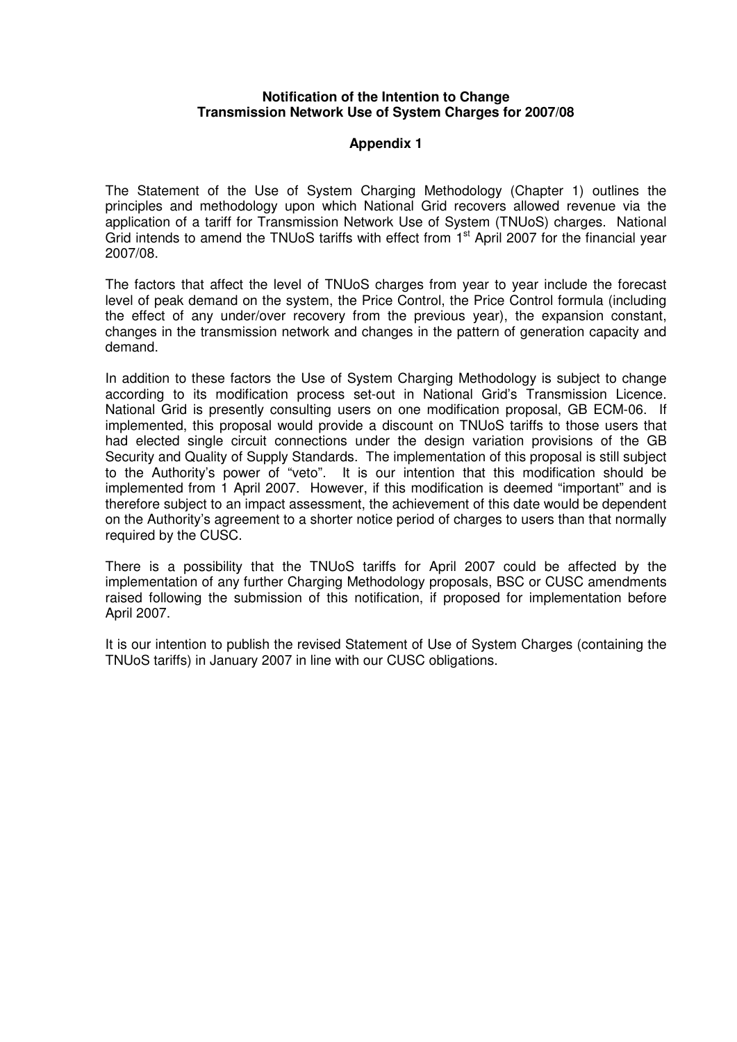**Notification of the Intention to Change Transmission Network Use of System Charges for 2007/08**

**Appendix 1**

The Statement of the Use of System Charging Methodology (Chapter 1) outlines the principles and methodology upon which National Grid recovers allowed revenue via the application of a tariff for Transmission Network Use of System (TNUoS) charges. National Grid intends to amend the TNUoS tariffs with effect from 1st April 2007 for the financial year 2007/08.

The factors that affect the level of TNUoS charges from year to year include the forecast level of peak demand on the system, the Price Control, the Price Control formula (including the effect of any under/over recovery from the previous year), the expansion constant, changes in the transmission network and changes in the pattern of generation capacity and demand.

In addition to these factors the Use of System Charging Methodology is subject to change according to its modification process set-out in National Grid's Transmission Licence. National Grid is presently consulting users on one modification proposal, GB ECM-06. If implemented, this proposal would provide a discount on TNUoS tariffs to those users that had elected single circuit connections under the design variation provisions of the GB Security and Quality of Supply Standards. The implementation of this proposal is still subject to the Authority's power of "veto". It is our intention that this modification should be implemented from 1 April 2007. However, if this modification is deemed "important" and is therefore subject to an impact assessment, the achievement of this date would be dependent on the Authority's agreement to a shorter notice period of charges to users than that normally required by the CUSC.

There is a possibility that the TNUoS tariffs for April 2007 could be affected by the implementation of any further Charging Methodology proposals, BSC or CUSC amendments raised following the submission of this notification, if proposed for implementation before April 2007.

It is our intention to publish the revised Statement of Use of System Charges (containing the TNUoS tariffs) in January 2007 in line with our CUSC obligations.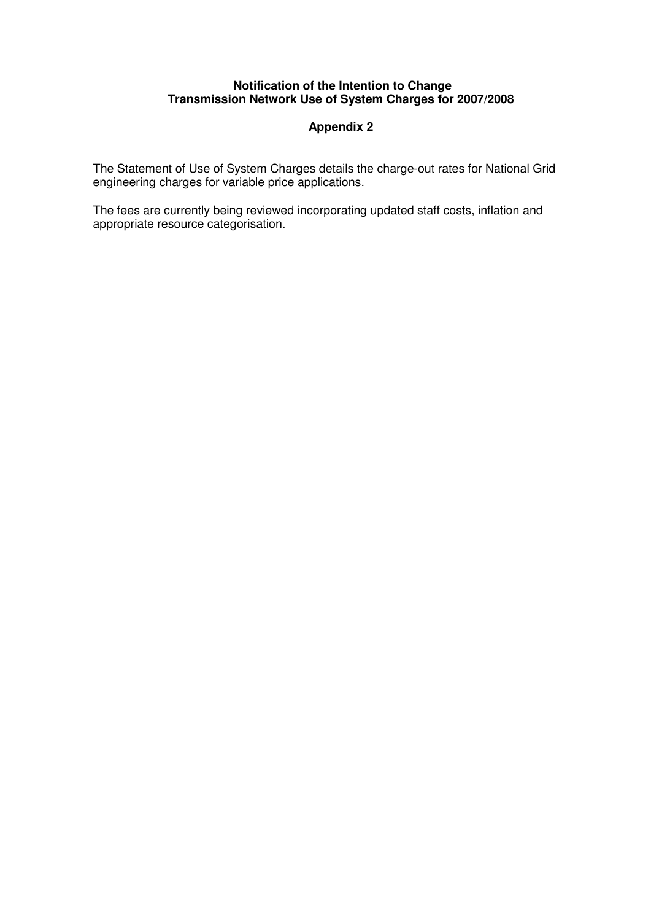**Notification of the Intention to Change**
**Transmission Network Use of System Charges for 2007/2008**

**Appendix 2**

The Statement of Use of System Charges details the charge-out rates for National Grid engineering charges for variable price applications.

The fees are currently being reviewed incorporating updated staff costs, inflation and appropriate resource categorisation.